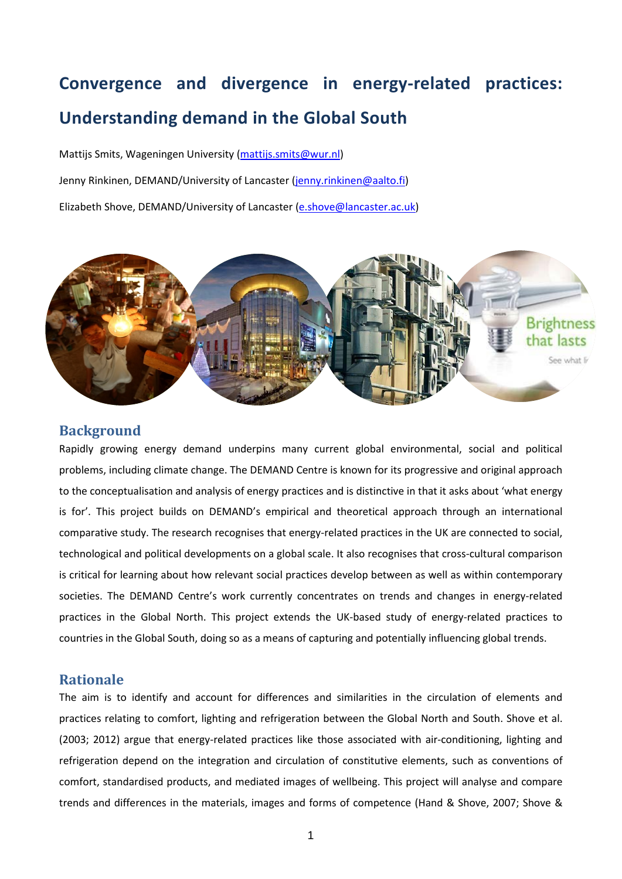# Convergence and divergence in energy-related practices: Understanding demand in the Global South

Mattijs Smits, Wageningen University (mattijs.smits@wur.nl)

Jenny Rinkinen, DEMAND/University of Lancaster (jenny.rinkinen@aalto.fi)

Elizabeth Shove, DEMAND/University of Lancaster (e.shove@lancaster.ac.uk)

## Background

Rapidly growing energy demand underpins many current global environmental, social and political problems, including climate change. The DEMAND Centre is known for its progressive and original approach to the conceptualisation and analysis of energy practices and is distinctive in that it asks about 'what energy is for'. This project builds on DEMAND's empirical and theoretical approach through an international comparative study. The research recognises that energy-related practices in the UK are connected to social, technological and political developments on a global scale. It also recognises that cross-cultural comparison is critical for learning about how relevant social practices develop between as well as within contemporary societies. The DEMAND Centre's work currently concentrates on trends and changes in energy-related practices in the Global North. This project extends the UK-based study of energy-related practices to countries in the Global South, doing so as a means of capturing and potentially influencing global trends.

## Rationale

The aim is to identify and account for differences and similarities in the circulation of elements and practices relating to comfort, lighting and refrigeration between the Global North and South. Shove et al. (2003; 2012) argue that energy-related practices like those associated with air-conditioning, lighting and refrigeration depend on the integration and circulation of constitutive elements, such as conventions of comfort, standardised products, and mediated images of wellbeing. This project will analyse and compare trends and differences in the materials, images and forms of competence (Hand & Shove, 2007; Shove &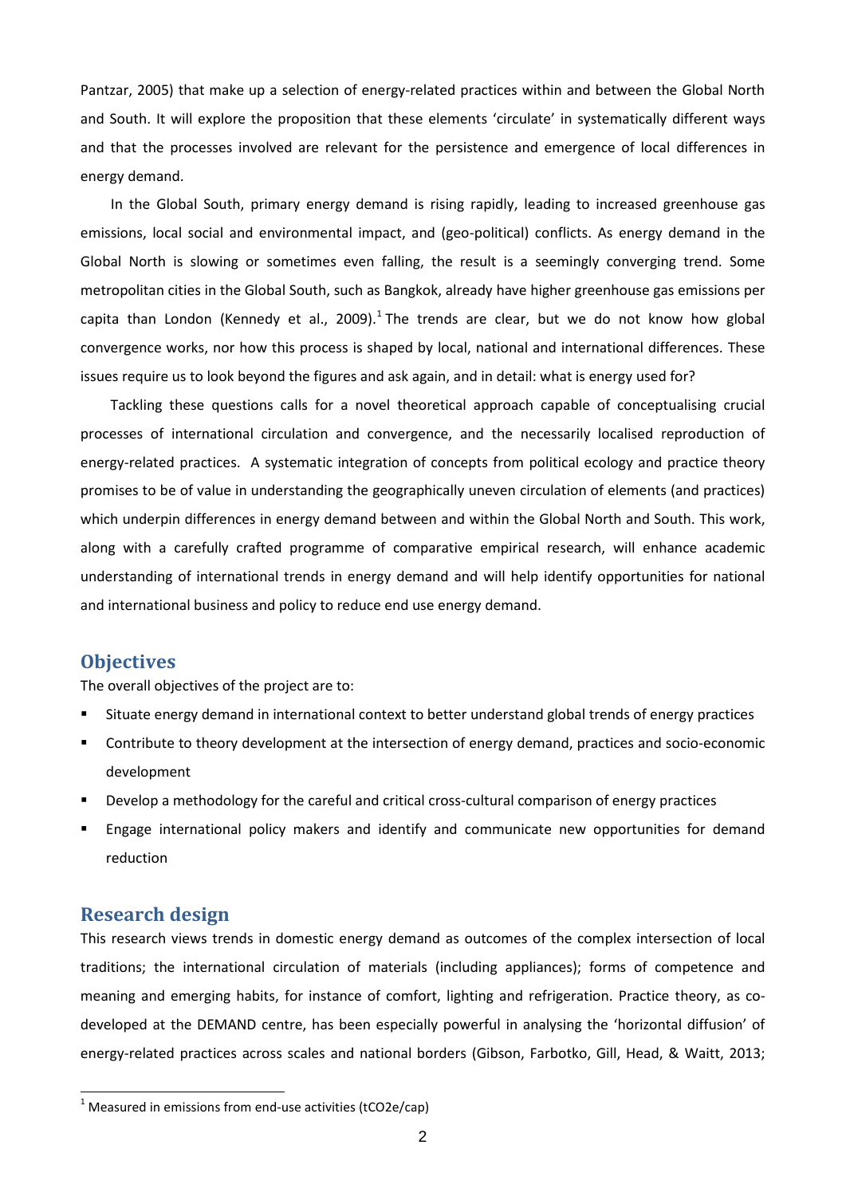Pantzar, 2005) that make up a selection of energy-related practices within and between the Global North and South. It will explore the proposition that these elements 'circulate' in systematically different ways and that the processes involved are relevant for the persistence and emergence of local differences in energy demand.

In the Global South, primary energy demand is rising rapidly, leading to increased greenhouse gas emissions, local social and environmental impact, and (geo-political) conflicts. As energy demand in the Global North is slowing or sometimes even falling, the result is a seemingly converging trend. Some metropolitan cities in the Global South, such as Bangkok, already have higher greenhouse gas emissions per capita than London (Kennedy et al., 2009).[1] The trends are clear, but we do not know how global convergence works, nor how this process is shaped by local, national and international differences. These issues require us to look beyond the figures and ask again, and in detail: what is energy used for?

Tackling these questions calls for a novel theoretical approach capable of conceptualising crucial processes of international circulation and convergence, and the necessarily localised reproduction of energy-related practices. A systematic integration of concepts from political ecology and practice theory promises to be of value in understanding the geographically uneven circulation of elements (and practices) which underpin differences in energy demand between and within the Global North and South. This work, along with a carefully crafted programme of comparative empirical research, will enhance academic understanding of international trends in energy demand and will help identify opportunities for national and international business and policy to reduce end use energy demand.

## Objectives

The overall objectives of the project are to:

- Situate energy demand in international context to better understand global trends of energy practices
- Contribute to theory development at the intersection of energy demand, practices and socio-economic development
- Develop a methodology for the careful and critical cross-cultural comparison of energy practices
- Engage international policy makers and identify and communicate new opportunities for demand reduction

## Research design

This research views trends in domestic energy demand as outcomes of the complex intersection of local traditions; the international circulation of materials (including appliances); forms of competence and meaning and emerging habits, for instance of comfort, lighting and refrigeration. Practice theory, as co-developed at the DEMAND centre, has been especially powerful in analysing the 'horizontal diffusion' of energy-related practices across scales and national borders (Gibson, Farbotko, Gill, Head, & Waitt, 2013;

[1] Measured in emissions from end-use activities (tCO2e/cap)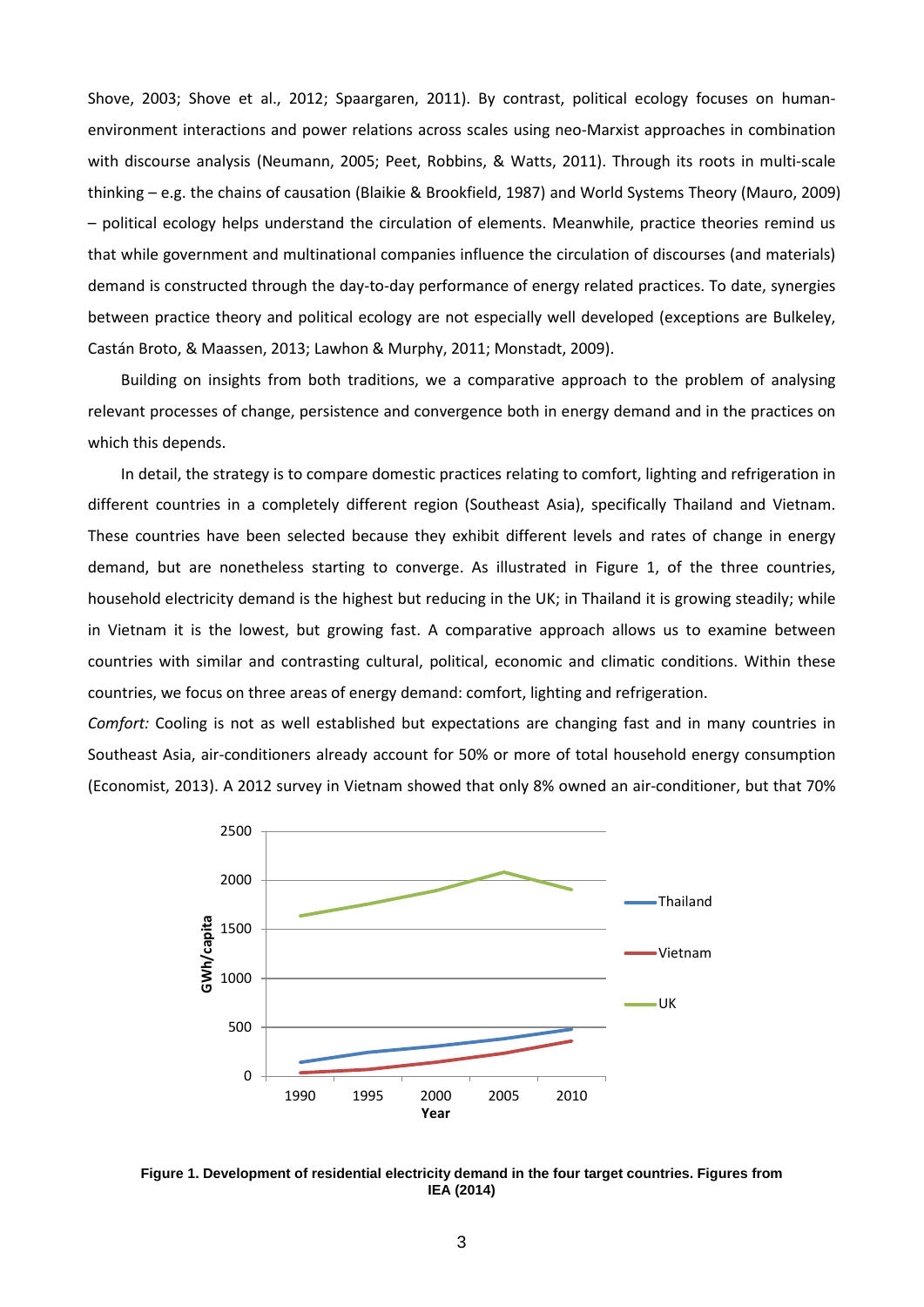Shove, 2003; Shove et al., 2012; Spaargaren, 2011). By contrast, political ecology focuses on human-environment interactions and power relations across scales using neo-Marxist approaches in combination with discourse analysis (Neumann, 2005; Peet, Robbins, & Watts, 2011). Through its roots in multi-scale thinking – e.g. the chains of causation (Blaikie & Brookfield, 1987) and World Systems Theory (Mauro, 2009) – political ecology helps understand the circulation of elements. Meanwhile, practice theories remind us that while government and multinational companies influence the circulation of discourses (and materials) demand is constructed through the day-to-day performance of energy related practices. To date, synergies between practice theory and political ecology are not especially well developed (exceptions are Bulkeley, Castán Broto, & Maassen, 2013; Lawhon & Murphy, 2011; Monstadt, 2009).

Building on insights from both traditions, we a comparative approach to the problem of analysing relevant processes of change, persistence and convergence both in energy demand and in the practices on which this depends.

In detail, the strategy is to compare domestic practices relating to comfort, lighting and refrigeration in different countries in a completely different region (Southeast Asia), specifically Thailand and Vietnam. These countries have been selected because they exhibit different levels and rates of change in energy demand, but are nonetheless starting to converge. As illustrated in Figure 1, of the three countries, household electricity demand is the highest but reducing in the UK; in Thailand it is growing steadily; while in Vietnam it is the lowest, but growing fast. A comparative approach allows us to examine between countries with similar and contrasting cultural, political, economic and climatic conditions. Within these countries, we focus on three areas of energy demand: comfort, lighting and refrigeration.

*Comfort:* Cooling is not as well established but expectations are changing fast and in many countries in Southeast Asia, air-conditioners already account for 50% or more of total household energy consumption (Economist, 2013). A 2012 survey in Vietnam showed that only 8% owned an air-conditioner, but that 70%

**Figure 1. Development of residential electricity demand in the four target countries. Figures from IEA (2014)**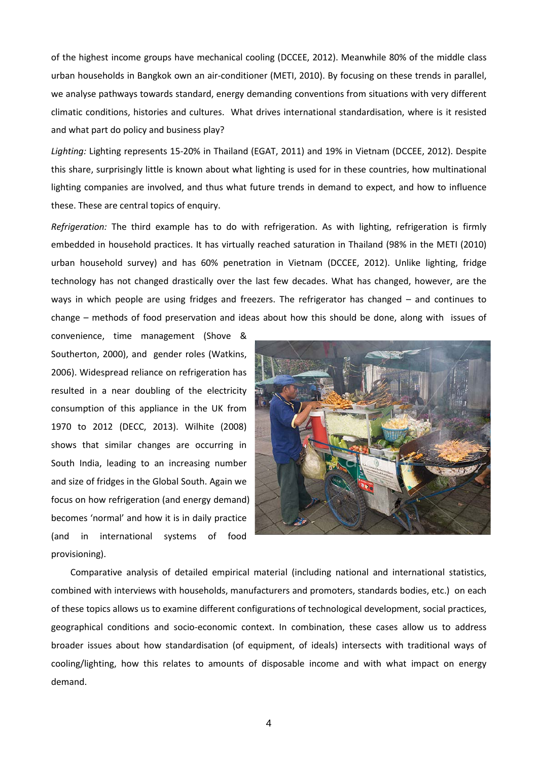of the highest income groups have mechanical cooling (DCCEE, 2012). Meanwhile 80% of the middle class urban households in Bangkok own an air-conditioner (METI, 2010). By focusing on these trends in parallel, we analyse pathways towards standard, energy demanding conventions from situations with very different climatic conditions, histories and cultures. What drives international standardisation, where is it resisted and what part do policy and business play?

*Lighting:* Lighting represents 15-20% in Thailand (EGAT, 2011) and 19% in Vietnam (DCCEE, 2012). Despite this share, surprisingly little is known about what lighting is used for in these countries, how multinational lighting companies are involved, and thus what future trends in demand to expect, and how to influence these. These are central topics of enquiry.

*Refrigeration:* The third example has to do with refrigeration. As with lighting, refrigeration is firmly embedded in household practices. It has virtually reached saturation in Thailand (98% in the METI (2010) urban household survey) and has 60% penetration in Vietnam (DCCEE, 2012). Unlike lighting, fridge technology has not changed drastically over the last few decades. What has changed, however, are the ways in which people are using fridges and freezers. The refrigerator has changed – and continues to change – methods of food preservation and ideas about how this should be done, along with issues of convenience, time management (Shove & Southerton, 2000), and gender roles (Watkins, 2006). Widespread reliance on refrigeration has resulted in a near doubling of the electricity consumption of this appliance in the UK from 1970 to 2012 (DECC, 2013). Wilhite (2008) shows that similar changes are occurring in South India, leading to an increasing number and size of fridges in the Global South. Again we focus on how refrigeration (and energy demand) becomes 'normal' and how it is in daily practice (and in international systems of food provisioning).

Comparative analysis of detailed empirical material (including national and international statistics, combined with interviews with households, manufacturers and promoters, standards bodies, etc.) on each of these topics allows us to examine different configurations of technological development, social practices, geographical conditions and socio-economic context. In combination, these cases allow us to address broader issues about how standardisation (of equipment, of ideals) intersects with traditional ways of cooling/lighting, how this relates to amounts of disposable income and with what impact on energy demand.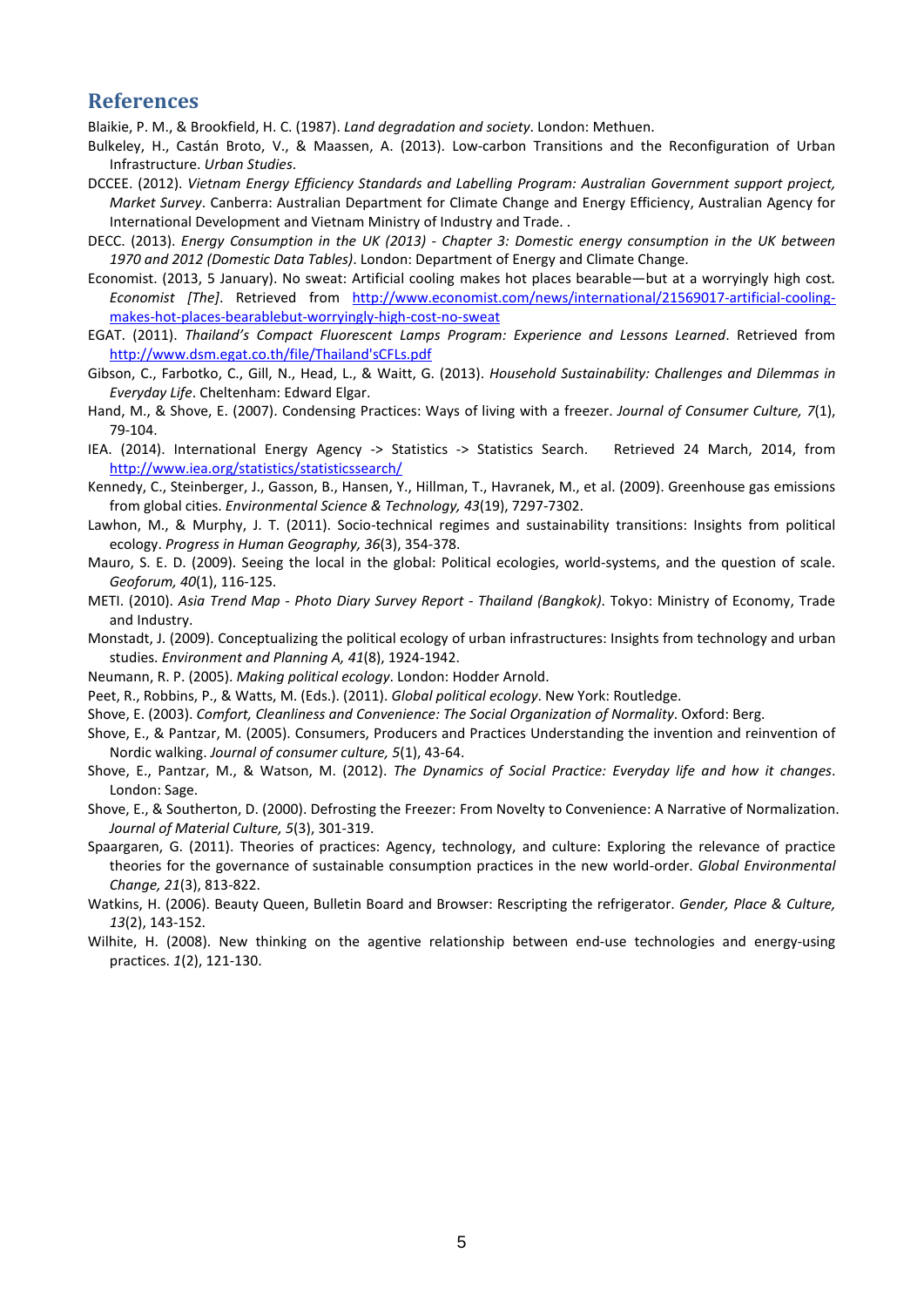## References

Blaikie, P. M., & Brookfield, H. C. (1987). *Land degradation and society*. London: Methuen.

Bulkeley, H., Castán Broto, V., & Maassen, A. (2013). Low-carbon Transitions and the Reconfiguration of Urban Infrastructure. *Urban Studies*.

DCCEE. (2012). *Vietnam Energy Efficiency Standards and Labelling Program: Australian Government support project, Market Survey*. Canberra: Australian Department for Climate Change and Energy Efficiency, Australian Agency for International Development and Vietnam Ministry of Industry and Trade. .

DECC. (2013). *Energy Consumption in the UK (2013) - Chapter 3: Domestic energy consumption in the UK between 1970 and 2012 (Domestic Data Tables)*. London: Department of Energy and Climate Change.

Economist. (2013, 5 January). No sweat: Artificial cooling makes hot places bearable—but at a worryingly high cost. *Economist [The]*. Retrieved from http://www.economist.com/news/international/21569017-artificial-cooling-makes-hot-places-bearablebut-worryingly-high-cost-no-sweat

EGAT. (2011). *Thailand's Compact Fluorescent Lamps Program: Experience and Lessons Learned*. Retrieved from http://www.dsm.egat.co.th/file/Thailand'sCFLs.pdf

Gibson, C., Farbotko, C., Gill, N., Head, L., & Waitt, G. (2013). *Household Sustainability: Challenges and Dilemmas in Everyday Life*. Cheltenham: Edward Elgar.

Hand, M., & Shove, E. (2007). Condensing Practices: Ways of living with a freezer. *Journal of Consumer Culture, 7*(1), 79-104.

IEA. (2014). International Energy Agency -> Statistics -> Statistics Search. Retrieved 24 March, 2014, from http://www.iea.org/statistics/statisticssearch/

Kennedy, C., Steinberger, J., Gasson, B., Hansen, Y., Hillman, T., Havranek, M., et al. (2009). Greenhouse gas emissions from global cities. *Environmental Science & Technology, 43*(19), 7297-7302.

Lawhon, M., & Murphy, J. T. (2011). Socio-technical regimes and sustainability transitions: Insights from political ecology. *Progress in Human Geography, 36*(3), 354-378.

Mauro, S. E. D. (2009). Seeing the local in the global: Political ecologies, world-systems, and the question of scale. *Geoforum, 40*(1), 116-125.

METI. (2010). *Asia Trend Map - Photo Diary Survey Report - Thailand (Bangkok)*. Tokyo: Ministry of Economy, Trade and Industry.

Monstadt, J. (2009). Conceptualizing the political ecology of urban infrastructures: Insights from technology and urban studies. *Environment and Planning A, 41*(8), 1924-1942.

Neumann, R. P. (2005). *Making political ecology*. London: Hodder Arnold.

Peet, R., Robbins, P., & Watts, M. (Eds.). (2011). *Global political ecology*. New York: Routledge.

Shove, E. (2003). *Comfort, Cleanliness and Convenience: The Social Organization of Normality*. Oxford: Berg.

Shove, E., & Pantzar, M. (2005). Consumers, Producers and Practices Understanding the invention and reinvention of Nordic walking. *Journal of consumer culture, 5*(1), 43-64.

Shove, E., Pantzar, M., & Watson, M. (2012). *The Dynamics of Social Practice: Everyday life and how it changes*. London: Sage.

Shove, E., & Southerton, D. (2000). Defrosting the Freezer: From Novelty to Convenience: A Narrative of Normalization. *Journal of Material Culture, 5*(3), 301-319.

Spaargaren, G. (2011). Theories of practices: Agency, technology, and culture: Exploring the relevance of practice theories for the governance of sustainable consumption practices in the new world-order. *Global Environmental Change, 21*(3), 813-822.

Watkins, H. (2006). Beauty Queen, Bulletin Board and Browser: Rescripting the refrigerator. *Gender, Place & Culture, 13*(2), 143-152.

Wilhite, H. (2008). New thinking on the agentive relationship between end-use technologies and energy-using practices. *1*(2), 121-130.